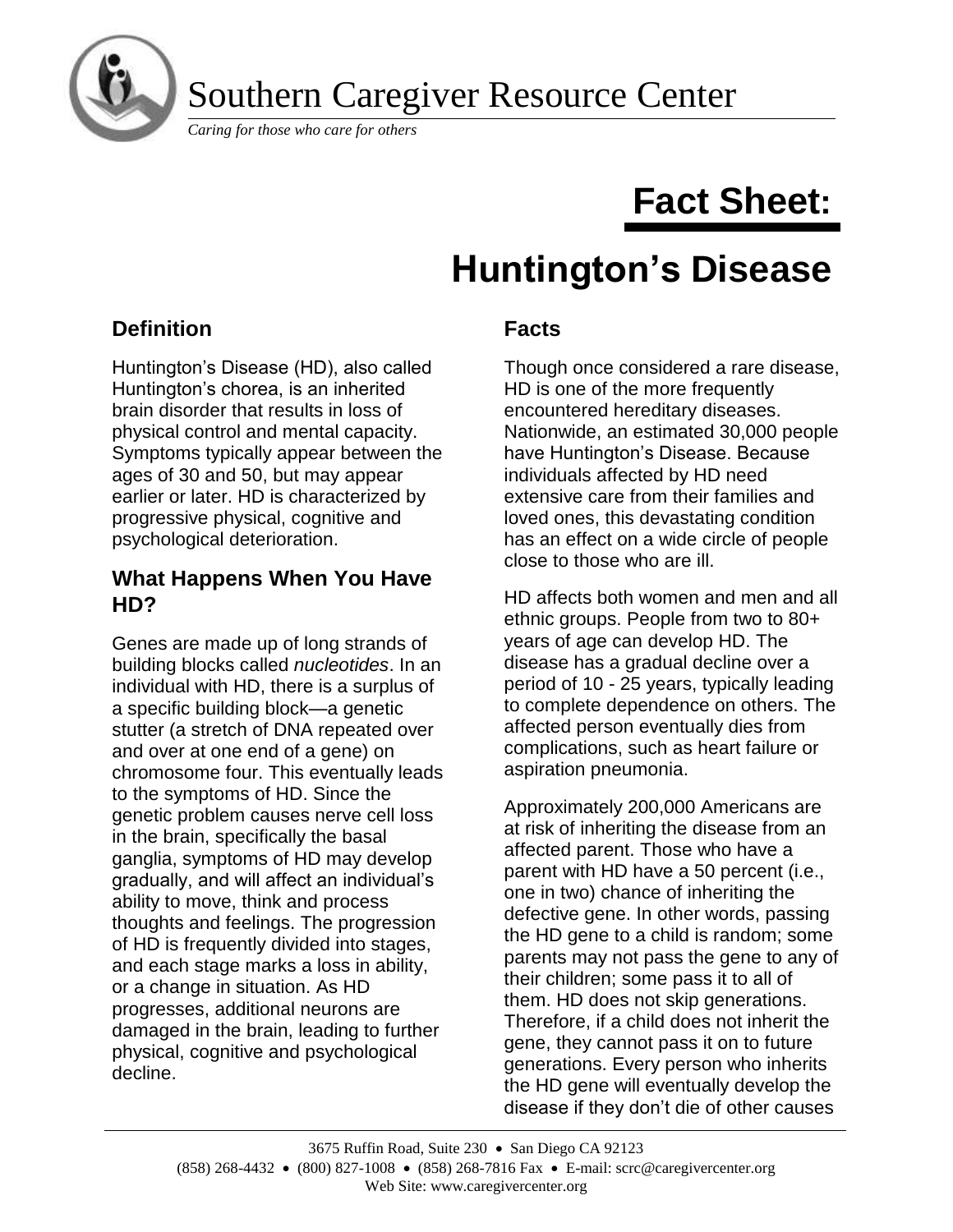# Southern Caregiver Resource Center

*Caring for those who care for others*

# Fact Sheet:

# Huntington's Disease

## Definition

Huntington's Disease (HD), also called Huntington's chorea, is an inherited brain disorder that results in loss of physical control and mental capacity. Symptoms typically appear between the ages of 30 and 50, but may appear earlier or later. HD is characterized by progressive physical, cognitive and psychological deterioration.

## What Happens When You Have HD?

Genes are made up of long strands of building blocks called *nucleotides*. In an individual with HD, there is a surplus of a specific building block—a genetic stutter (a stretch of DNA repeated over and over at one end of a gene) on chromosome four. This eventually leads to the symptoms of HD. Since the genetic problem causes nerve cell loss in the brain, specifically the basal ganglia, symptoms of HD may develop gradually, and will affect an individual's ability to move, think and process thoughts and feelings. The progression of HD is frequently divided into stages, and each stage marks a loss in ability, or a change in situation. As HD progresses, additional neurons are damaged in the brain, leading to further physical, cognitive and psychological decline.

## Facts

Though once considered a rare disease, HD is one of the more frequently encountered hereditary diseases. Nationwide, an estimated 30,000 people have Huntington's Disease. Because individuals affected by HD need extensive care from their families and loved ones, this devastating condition has an effect on a wide circle of people close to those who are ill.

HD affects both women and men and all ethnic groups. People from two to 80+ years of age can develop HD. The disease has a gradual decline over a period of 10 - 25 years, typically leading to complete dependence on others. The affected person eventually dies from complications, such as heart failure or aspiration pneumonia.

Approximately 200,000 Americans are at risk of inheriting the disease from an affected parent. Those who have a parent with HD have a 50 percent (i.e., one in two) chance of inheriting the defective gene. In other words, passing the HD gene to a child is random; some parents may not pass the gene to any of their children; some pass it to all of them. HD does not skip generations. Therefore, if a child does not inherit the gene, they cannot pass it on to future generations. Every person who inherits the HD gene will eventually develop the disease if they don't die of other causes

3675 Ruffin Road, Suite 230 • San Diego CA 92123
(858) 268-4432 • (800) 827-1008 • (858) 268-7816 Fax • E-mail: scrc@caregivercenter.org
Web Site: www.caregivercenter.org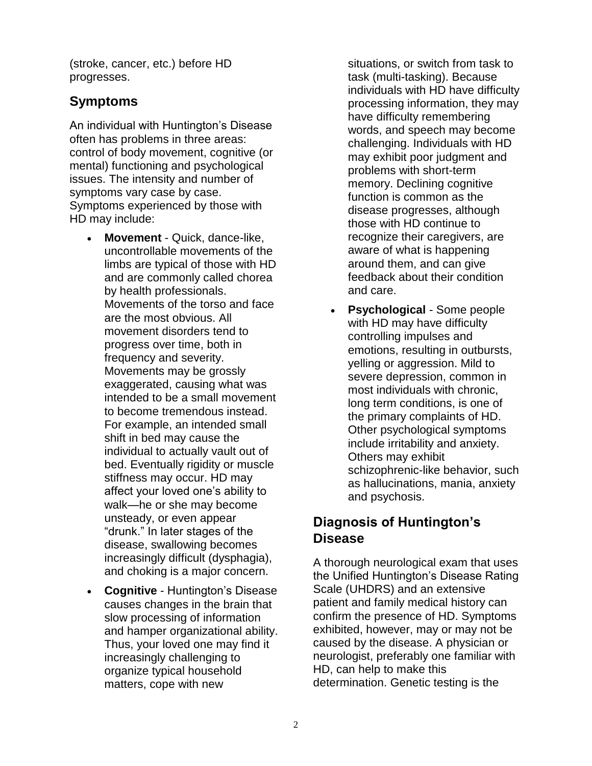(stroke, cancer, etc.) before HD progresses.

## Symptoms

An individual with Huntington's Disease often has problems in three areas: control of body movement, cognitive (or mental) functioning and psychological issues. The intensity and number of symptoms vary case by case. Symptoms experienced by those with HD may include:

- **Movement** - Quick, dance-like, uncontrollable movements of the limbs are typical of those with HD and are commonly called chorea by health professionals. Movements of the torso and face are the most obvious. All movement disorders tend to progress over time, both in frequency and severity. Movements may be grossly exaggerated, causing what was intended to be a small movement to become tremendous instead. For example, an intended small shift in bed may cause the individual to actually vault out of bed. Eventually rigidity or muscle stiffness may occur. HD may affect your loved one's ability to walk—he or she may become unsteady, or even appear "drunk." In later stages of the disease, swallowing becomes increasingly difficult (dysphagia), and choking is a major concern.
- **Cognitive** - Huntington's Disease causes changes in the brain that slow processing of information and hamper organizational ability. Thus, your loved one may find it increasingly challenging to organize typical household matters, cope with new situations, or switch from task to task (multi-tasking). Because individuals with HD have difficulty processing information, they may have difficulty remembering words, and speech may become challenging. Individuals with HD may exhibit poor judgment and problems with short-term memory. Declining cognitive function is common as the disease progresses, although those with HD continue to recognize their caregivers, are aware of what is happening around them, and can give feedback about their condition and care.
- **Psychological** - Some people with HD may have difficulty controlling impulses and emotions, resulting in outbursts, yelling or aggression. Mild to severe depression, common in most individuals with chronic, long term conditions, is one of the primary complaints of HD. Other psychological symptoms include irritability and anxiety. Others may exhibit schizophrenic-like behavior, such as hallucinations, mania, anxiety and psychosis.

## Diagnosis of Huntington's Disease

A thorough neurological exam that uses the Unified Huntington's Disease Rating Scale (UHDRS) and an extensive patient and family medical history can confirm the presence of HD. Symptoms exhibited, however, may or may not be caused by the disease. A physician or neurologist, preferably one familiar with HD, can help to make this determination. Genetic testing is the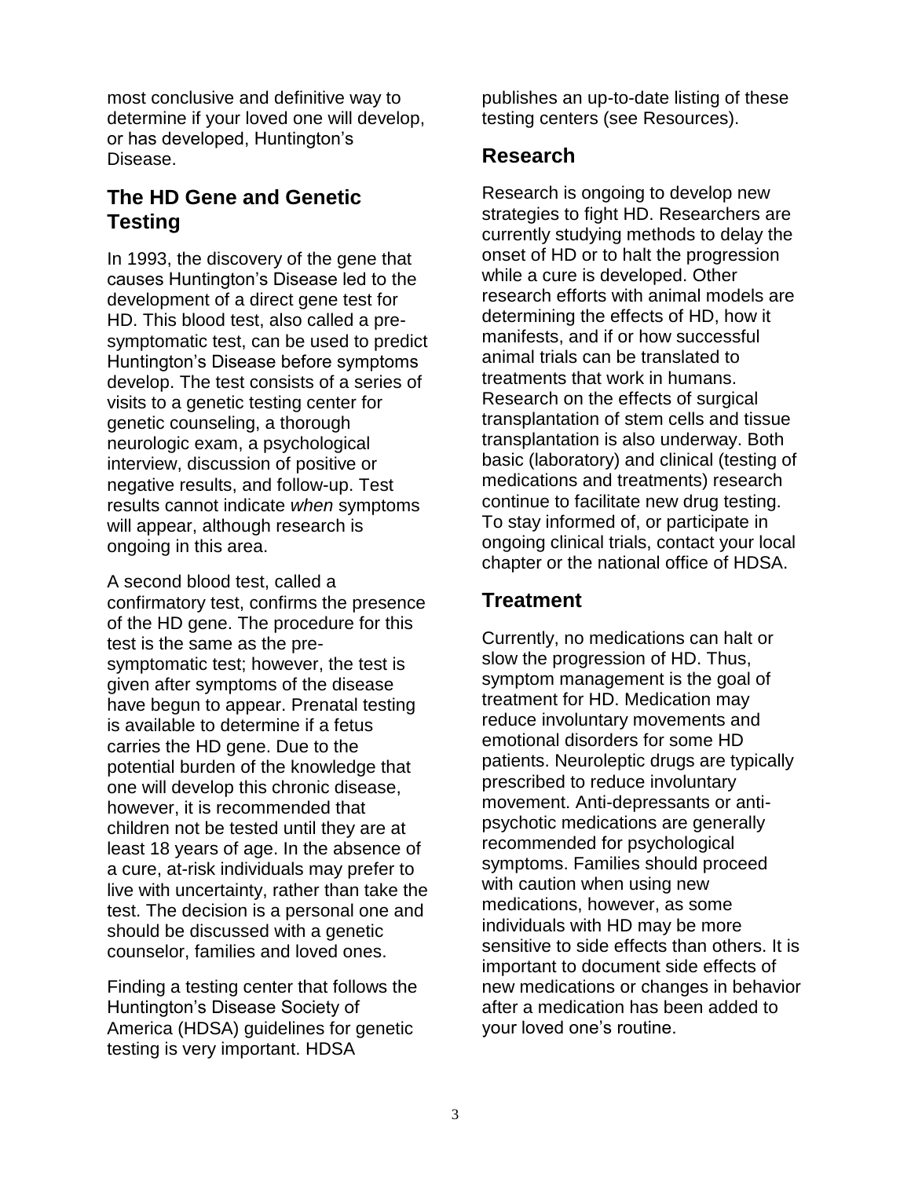most conclusive and definitive way to determine if your loved one will develop, or has developed, Huntington's Disease.

## The HD Gene and Genetic Testing

In 1993, the discovery of the gene that causes Huntington's Disease led to the development of a direct gene test for HD. This blood test, also called a pre-symptomatic test, can be used to predict Huntington's Disease before symptoms develop. The test consists of a series of visits to a genetic testing center for genetic counseling, a thorough neurologic exam, a psychological interview, discussion of positive or negative results, and follow-up. Test results cannot indicate *when* symptoms will appear, although research is ongoing in this area.

A second blood test, called a confirmatory test, confirms the presence of the HD gene. The procedure for this test is the same as the pre-symptomatic test; however, the test is given after symptoms of the disease have begun to appear. Prenatal testing is available to determine if a fetus carries the HD gene. Due to the potential burden of the knowledge that one will develop this chronic disease, however, it is recommended that children not be tested until they are at least 18 years of age. In the absence of a cure, at-risk individuals may prefer to live with uncertainty, rather than take the test. The decision is a personal one and should be discussed with a genetic counselor, families and loved ones.

Finding a testing center that follows the Huntington's Disease Society of America (HDSA) guidelines for genetic testing is very important. HDSA publishes an up-to-date listing of these testing centers (see Resources).

## Research

Research is ongoing to develop new strategies to fight HD. Researchers are currently studying methods to delay the onset of HD or to halt the progression while a cure is developed. Other research efforts with animal models are determining the effects of HD, how it manifests, and if or how successful animal trials can be translated to treatments that work in humans. Research on the effects of surgical transplantation of stem cells and tissue transplantation is also underway. Both basic (laboratory) and clinical (testing of medications and treatments) research continue to facilitate new drug testing. To stay informed of, or participate in ongoing clinical trials, contact your local chapter or the national office of HDSA.

## Treatment

Currently, no medications can halt or slow the progression of HD. Thus, symptom management is the goal of treatment for HD. Medication may reduce involuntary movements and emotional disorders for some HD patients. Neuroleptic drugs are typically prescribed to reduce involuntary movement. Anti-depressants or anti-psychotic medications are generally recommended for psychological symptoms. Families should proceed with caution when using new medications, however, as some individuals with HD may be more sensitive to side effects than others. It is important to document side effects of new medications or changes in behavior after a medication has been added to your loved one's routine.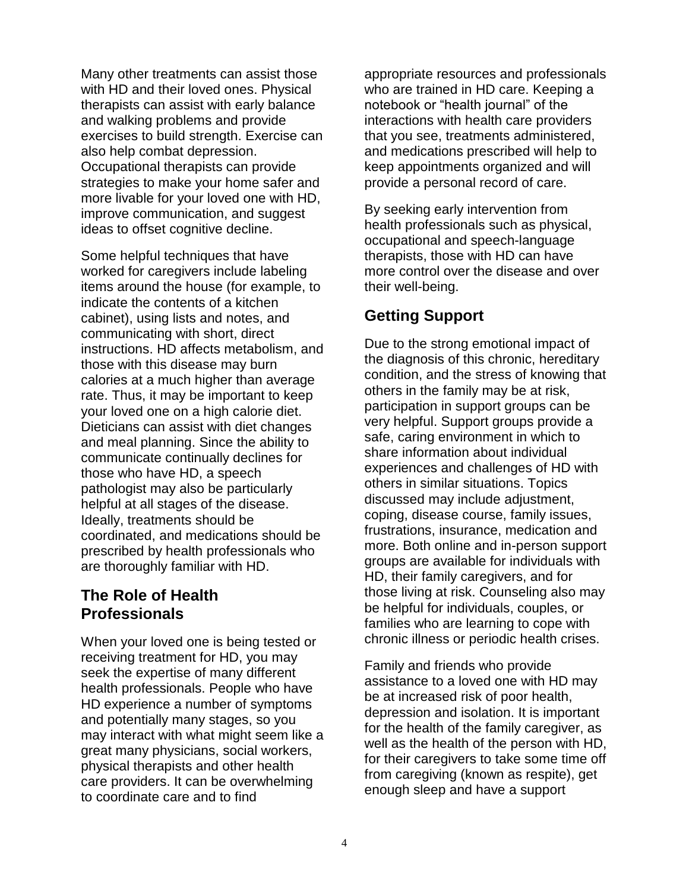Many other treatments can assist those with HD and their loved ones. Physical therapists can assist with early balance and walking problems and provide exercises to build strength. Exercise can also help combat depression. Occupational therapists can provide strategies to make your home safer and more livable for your loved one with HD, improve communication, and suggest ideas to offset cognitive decline.

Some helpful techniques that have worked for caregivers include labeling items around the house (for example, to indicate the contents of a kitchen cabinet), using lists and notes, and communicating with short, direct instructions. HD affects metabolism, and those with this disease may burn calories at a much higher than average rate. Thus, it may be important to keep your loved one on a high calorie diet. Dieticians can assist with diet changes and meal planning. Since the ability to communicate continually declines for those who have HD, a speech pathologist may also be particularly helpful at all stages of the disease. Ideally, treatments should be coordinated, and medications should be prescribed by health professionals who are thoroughly familiar with HD.

## The Role of Health Professionals

When your loved one is being tested or receiving treatment for HD, you may seek the expertise of many different health professionals. People who have HD experience a number of symptoms and potentially many stages, so you may interact with what might seem like a great many physicians, social workers, physical therapists and other health care providers. It can be overwhelming to coordinate care and to find appropriate resources and professionals who are trained in HD care. Keeping a notebook or "health journal" of the interactions with health care providers that you see, treatments administered, and medications prescribed will help to keep appointments organized and will provide a personal record of care.

By seeking early intervention from health professionals such as physical, occupational and speech-language therapists, those with HD can have more control over the disease and over their well-being.

## Getting Support

Due to the strong emotional impact of the diagnosis of this chronic, hereditary condition, and the stress of knowing that others in the family may be at risk, participation in support groups can be very helpful. Support groups provide a safe, caring environment in which to share information about individual experiences and challenges of HD with others in similar situations. Topics discussed may include adjustment, coping, disease course, family issues, frustrations, insurance, medication and more. Both online and in-person support groups are available for individuals with HD, their family caregivers, and for those living at risk. Counseling also may be helpful for individuals, couples, or families who are learning to cope with chronic illness or periodic health crises.

Family and friends who provide assistance to a loved one with HD may be at increased risk of poor health, depression and isolation. It is important for the health of the family caregiver, as well as the health of the person with HD, for their caregivers to take some time off from caregiving (known as respite), get enough sleep and have a support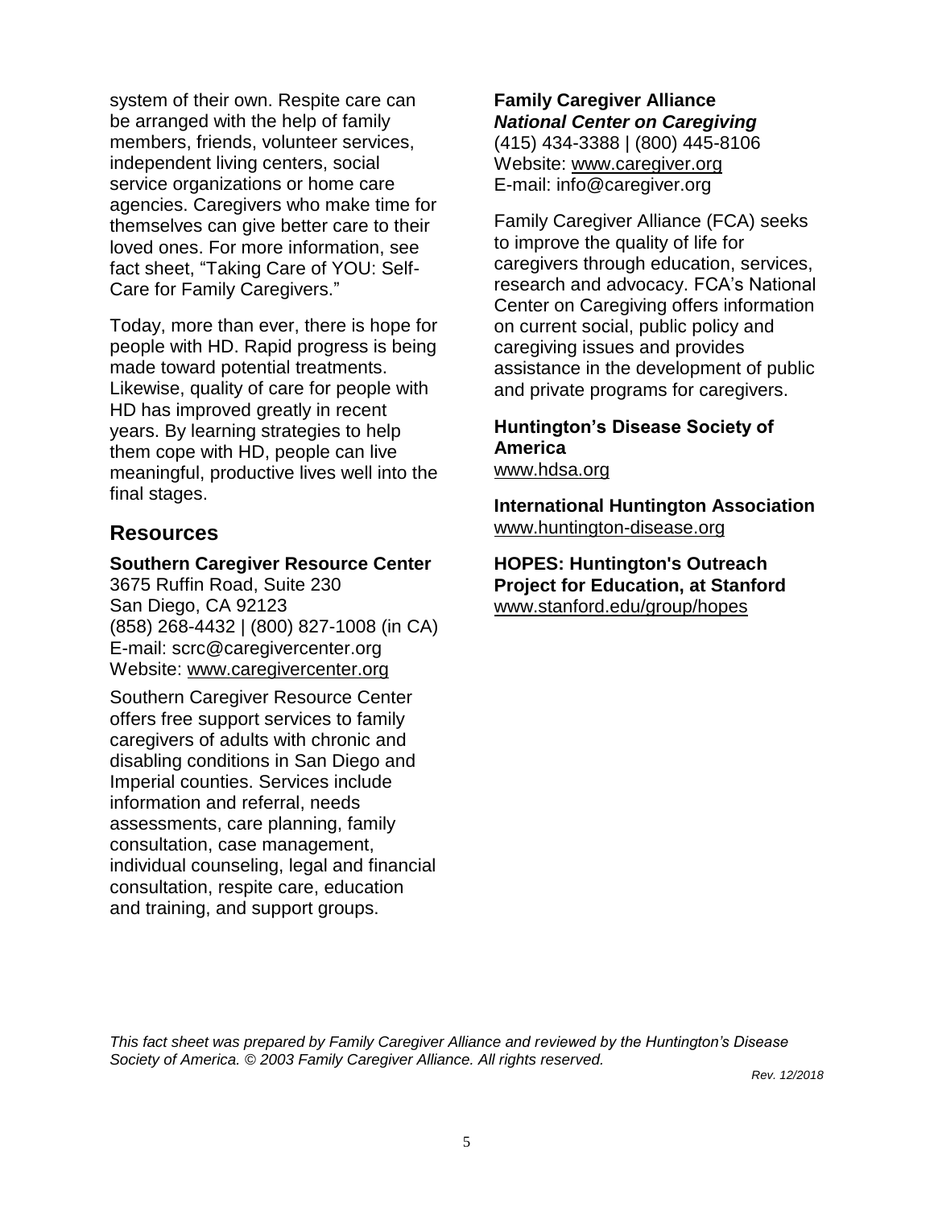system of their own. Respite care can be arranged with the help of family members, friends, volunteer services, independent living centers, social service organizations or home care agencies. Caregivers who make time for themselves can give better care to their loved ones. For more information, see fact sheet, "Taking Care of YOU: Self-Care for Family Caregivers."

Today, more than ever, there is hope for people with HD. Rapid progress is being made toward potential treatments. Likewise, quality of care for people with HD has improved greatly in recent years. By learning strategies to help them cope with HD, people can live meaningful, productive lives well into the final stages.

## Resources

**Southern Caregiver Resource Center**
3675 Ruffin Road, Suite 230
San Diego, CA 92123
(858) 268-4432 | (800) 827-1008 (in CA)
E-mail: scrc@caregivercenter.org
Website: www.caregivercenter.org

Southern Caregiver Resource Center offers free support services to family caregivers of adults with chronic and disabling conditions in San Diego and Imperial counties. Services include information and referral, needs assessments, care planning, family consultation, case management, individual counseling, legal and financial consultation, respite care, education and training, and support groups.

**Family Caregiver Alliance**
***National Center on Caregiving***
(415) 434-3388 | (800) 445-8106
Website: www.caregiver.org
E-mail: info@caregiver.org

Family Caregiver Alliance (FCA) seeks to improve the quality of life for caregivers through education, services, research and advocacy. FCA's National Center on Caregiving offers information on current social, public policy and caregiving issues and provides assistance in the development of public and private programs for caregivers.

**Huntington's Disease Society of America**
www.hdsa.org

**International Huntington Association**
www.huntington-disease.org

**HOPES: Huntington's Outreach Project for Education, at Stanford**
www.stanford.edu/group/hopes

*This fact sheet was prepared by Family Caregiver Alliance and reviewed by the Huntington's Disease Society of America. © 2003 Family Caregiver Alliance. All rights reserved.*

*Rev. 12/2018*